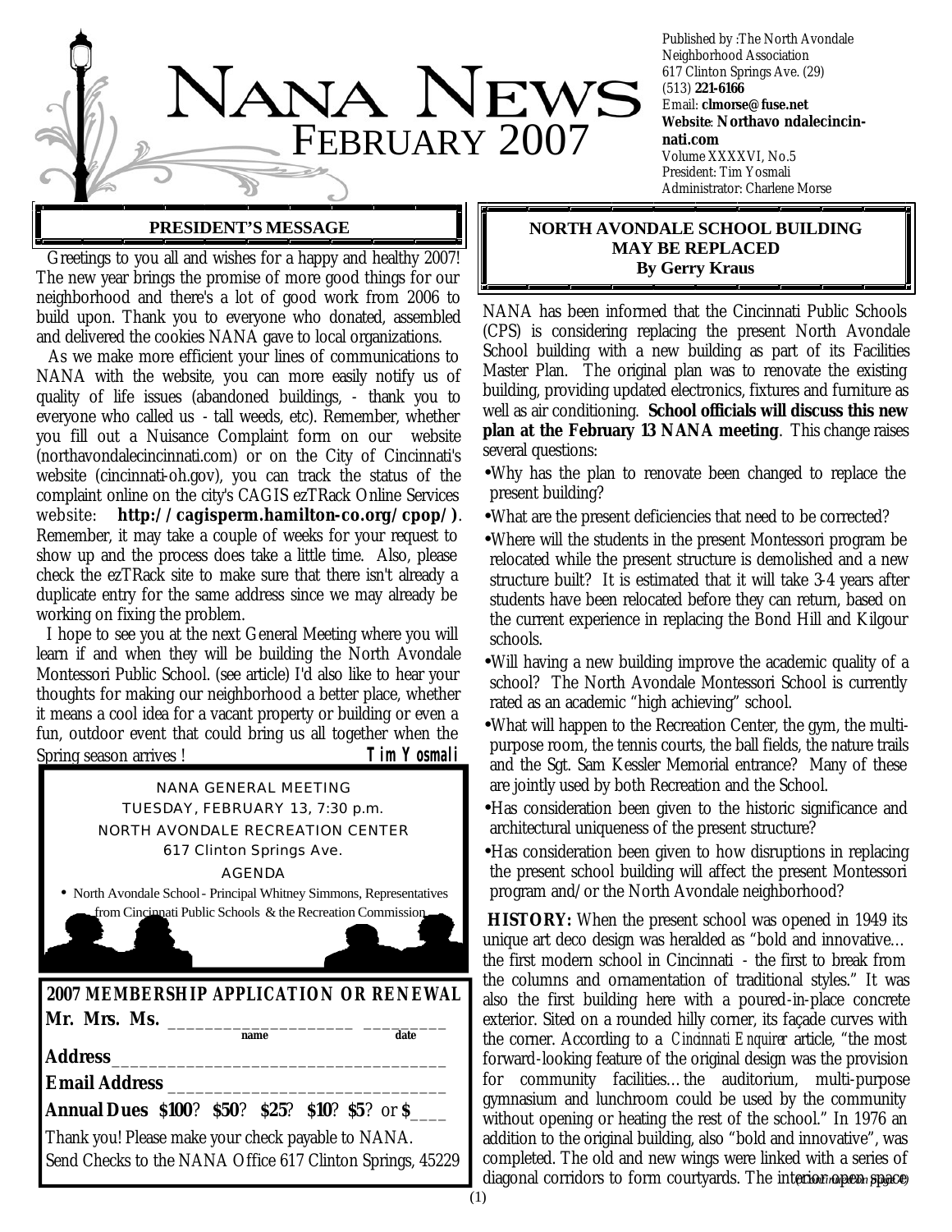# NANA NEWS

## FEBRUARY 2007

Published by :The North Avondale Neighborhood Association
617 Clinton Springs Ave. (29)
(513) **221-6166**
Email: **clmorse@fuse.net**
**Website: Northavo ndalecincinnati.com**
Volume XXXXVI, No.5
President: Tim Yosmali
Administrator: Charlene Morse

### PRESIDENT'S MESSAGE

Greetings to you all and wishes for a happy and healthy 2007! The new year brings the promise of more good things for our neighborhood and there's a lot of good work from 2006 to build upon. Thank you to everyone who donated, assembled and delivered the cookies NANA gave to local organizations.

As we make more efficient your lines of communications to NANA with the website, you can more easily notify us of quality of life issues (abandoned buildings, - thank you to everyone who called us - tall weeds, etc). Remember, whether you fill out a Nuisance Complaint form on our website (northavondalecincinnati.com) or on the City of Cincinnati's website (cincinnati-oh.gov), you can track the status of the complaint online on the city's CAGIS ezTRack Online Services website: **http://cagisperm.hamilton-co.org/cpop/)**. Remember, it may take a couple of weeks for your request to show up and the process does take a little time. Also, please check the ezTRack site to make sure that there isn't already a duplicate entry for the same address since we may already be working on fixing the problem.

I hope to see you at the next General Meeting where you will learn if and when they will be building the North Avondale Montessori Public School. (see article) I'd also like to hear your thoughts for making our neighborhood a better place, whether it means a cool idea for a vacant property or building or even a fun, outdoor event that could bring us all together when the Spring season arrives! ***Tim Yosmali***

NANA GENERAL MEETING
TUESDAY, FEBRUARY 13, 7:30 p.m.
NORTH AVONDALE RECREATION CENTER
617 Clinton Springs Ave.
AGENDA

- North Avondale School - Principal Whitney Simmons, Representatives from Cincinnati Public Schools & the Recreation Commission

**2007 MEMBERSHIP APPLICATION OR RENEWAL**

**Mr. Mrs. Ms.** ____________________ _________
name date

**Address** __________________________________

**Email Address** _____________________________

**Annual Dues $100? $50? $25? $10? $5? or $____**

Thank you! Please make your check payable to NANA.
Send Checks to the NANA Office 617 Clinton Springs, 45229

### NORTH AVONDALE SCHOOL BUILDING MAY BE REPLACED
**By Gerry Kraus**

NANA has been informed that the Cincinnati Public Schools (CPS) is considering replacing the present North Avondale School building with a new building as part of its Facilities Master Plan. The original plan was to renovate the existing building, providing updated electronics, fixtures and furniture as well as air conditioning. **School officials will discuss this new plan at the February 13 NANA meeting**. This change raises several questions:

- Why has the plan to renovate been changed to replace the present building?
- What are the present deficiencies that need to be corrected?
- Where will the students in the present Montessori program be relocated while the present structure is demolished and a new structure built? It is estimated that it will take 3-4 years after students have been relocated before they can return, based on the current experience in replacing the Bond Hill and Kilgour schools.
- Will having a new building improve the academic quality of a school? The North Avondale Montessori School is currently rated as an academic "high achieving" school.
- What will happen to the Recreation Center, the gym, the multi-purpose room, the tennis courts, the ball fields, the nature trails and the Sgt. Sam Kessler Memorial entrance? Many of these are jointly used by both Recreation and the School.
- Has consideration been given to the historic significance and architectural uniqueness of the present structure?
- Has consideration been given to how disruptions in replacing the present school building will affect the present Montessori program and/or the North Avondale neighborhood?

**HISTORY:** When the present school was opened in 1949 its unique art deco design was heralded as "bold and innovative… the first modern school in Cincinnati - the first to break from the columns and ornamentation of traditional styles." It was also the first building here with a poured-in-place concrete exterior. Sited on a rounded hilly corner, its façade curves with the corner. According to a *Cincinnati Enquirer* article, "the most forward-looking feature of the original design was the provision for community facilities…the auditorium, multi-purpose gymnasium and lunchroom could be used by the community without opening or heating the rest of the school." In 1976 an addition to the original building, also "bold and innovative", was completed. The old and new wings were linked with a series of diagonal corridors to form courtyards. The interior open space *(continued on page 2)*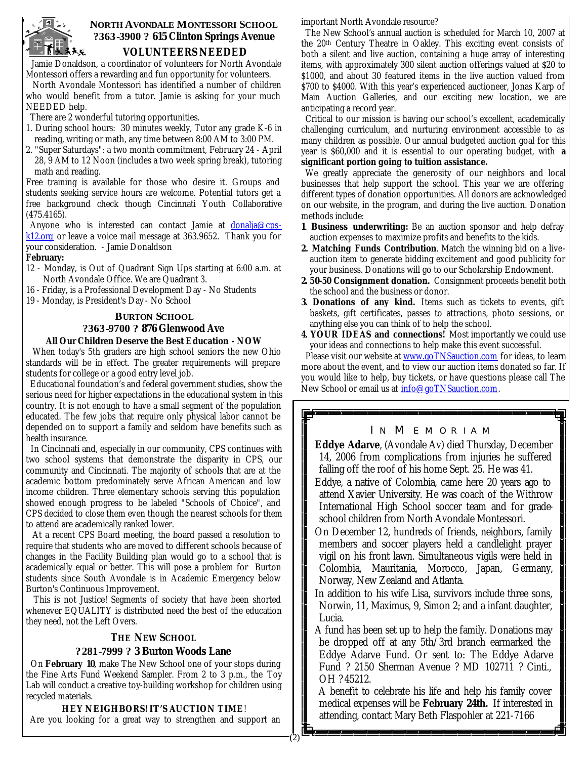## North Avondale Montessori School

**?363-3900 ? 615 Clinton Springs Avenue**

### VOLUNTEERS NEEDED

Jamie Donaldson, a coordinator of volunteers for North Avondale Montessori offers a rewarding and fun opportunity for volunteers.

North Avondale Montessori has identified a number of children who would benefit from a tutor. Jamie is asking for your much NEEDED help.

There are 2 wonderful tutoring opportunities.

1. During school hours: 30 minutes weekly, Tutor any grade K-6 in reading, writing or math, any time between 8:00 AM to 3:00 PM.
2. "Super Saturdays": a two month commitment, February 24 - April 28, 9 AM to 12 Noon (includes a two week spring break), tutoring math and reading.

Free training is available for those who desire it. Groups and students seeking service hours are welcome. Potential tutors get a free background check though Cincinnati Youth Collaborative (475.4165).

Anyone who is interested can contact Jamie at donalja@cps-k12.org or leave a voice mail message at 363.9652. Thank you for your consideration. - Jamie Donaldson

**February:**

12 - Monday, is Out of Quadrant Sign Ups starting at 6:00 a.m. at North Avondale Office. We are Quadrant 3.

16 - Friday, is a Professional Development Day - No Students

19 - Monday, is President's Day - No School

## Burton School

**?363-9700 ? 876 Glenwood Ave**

**All Our Children Deserve the Best Education - NOW**

When today's 5th graders are high school seniors the new Ohio standards will be in effect. The greater requirements will prepare students for college or a good entry level job.

Educational foundation's and federal government studies, show the serious need for higher expectations in the educational system in this country. It is not enough to have a small segment of the population educated. The few jobs that require only physical labor cannot be depended on to support a family and seldom have benefits such as health insurance.

In Cincinnati and, especially in our community, CPS continues with two school systems that demonstrate the disparity in CPS, our community and Cincinnati. The majority of schools that are at the academic bottom predominately serve African American and low income children. Three elementary schools serving this population showed enough progress to be labeled "Schools of Choice", and CPS decided to close them even though the nearest schools for them to attend are academically ranked lower.

At a recent CPS Board meeting, the board passed a resolution to require that students who are moved to different schools because of changes in the Facility Building plan would go to a school that is academically equal or better. This will pose a problem for Burton students since South Avondale is in Academic Emergency below Burton's Continuous Improvement.

This is not Justice! Segments of society that have been shorted whenever EQUALITY is distributed need the best of the education they need, not the Left Overs.

## The New School

**?281-7999 ? 3 Burton Woods Lane**

On **February 10**, make The New School one of your stops during the Fine Arts Fund Weekend Sampler. From 2 to 3 p.m., the Toy Lab will conduct a creative toy-building workshop for children using recycled materials.

**HEY NEIGHBORS! IT'S AUCTION TIME!**

Are you looking for a great way to strengthen and support an important North Avondale resource?

The New School's annual auction is scheduled for March 10, 2007 at the 20th Century Theatre in Oakley. This exciting event consists of both a silent and live auction, containing a huge array of interesting items, with approximately 300 silent auction offerings valued at $20 to $1000, and about 30 featured items in the live auction valued from $700 to $4000. With this year's experienced auctioneer, Jonas Karp of Main Auction Galleries, and our exciting new location, we are anticipating a record year.

Critical to our mission is having our school's excellent, academically challenging curriculum, and nurturing environment accessible to as many children as possible. Our annual budgeted auction goal for this year is $60,000 and it is essential to our operating budget, with **a significant portion going to tuition assistance.**

We greatly appreciate the generosity of our neighbors and local businesses that help support the school. This year we are offering different types of donation opportunities. All donors are acknowledged on our website, in the program, and during the live auction. Donation methods include:

1. **Business underwriting:** Be an auction sponsor and help defray auction expenses to maximize profits and benefits to the kids.
2. **Matching Funds Contribution**. Match the winning bid on a live-auction item to generate bidding excitement and good publicity for your business. Donations will go to our Scholarship Endowment.
2. **50-50 Consignment donation.** Consignment proceeds benefit both the school and the business or donor.
3. **Donations of any kind.** Items such as tickets to events, gift baskets, gift certificates, passes to attractions, photo sessions, or anything else you can think of to help the school.
4. **YOUR IDEAS and connections!** Most importantly we could use your ideas and connections to help make this event successful.

Please visit our website at www.goTNSauction.com for ideas, to learn more about the event, and to view our auction items donated so far. If you would like to help, buy tickets, or have questions please call The New School or email us at info@goTNSauction.com.

## In Memoriam

**Eddye Adarve**, (Avondale Av) died Thursday, December 14, 2006 from complications from injuries he suffered falling off the roof of his home Sept. 25. He was 41.

Eddye, a native of Colombia, came here 20 years ago to attend Xavier University. He was coach of the Withrow International High School soccer team and for grade-school children from North Avondale Montessori.

On December 12, hundreds of friends, neighbors, family members and soccer players held a candlelight prayer vigil on his front lawn. Simultaneous vigils were held in Colombia, Mauritania, Morocco, Japan, Germany, Norway, New Zealand and Atlanta.

In addition to his wife Lisa, survivors include three sons, Norwin, 11, Maximus, 9, Simon 2; and a infant daughter, Lucia.

A fund has been set up to help the family. Donations may be dropped off at any 5th/3rd branch earmarked the Eddye Adarve Fund. Or sent to: The Eddye Adarve Fund ? 2150 Sherman Avenue ? MD 102711 ? Cinti., OH ?45212.

A benefit to celebrate his life and help his family cover medical expenses will be **February 24th.** If interested in attending, contact Mary Beth Flaspohler at 221-7166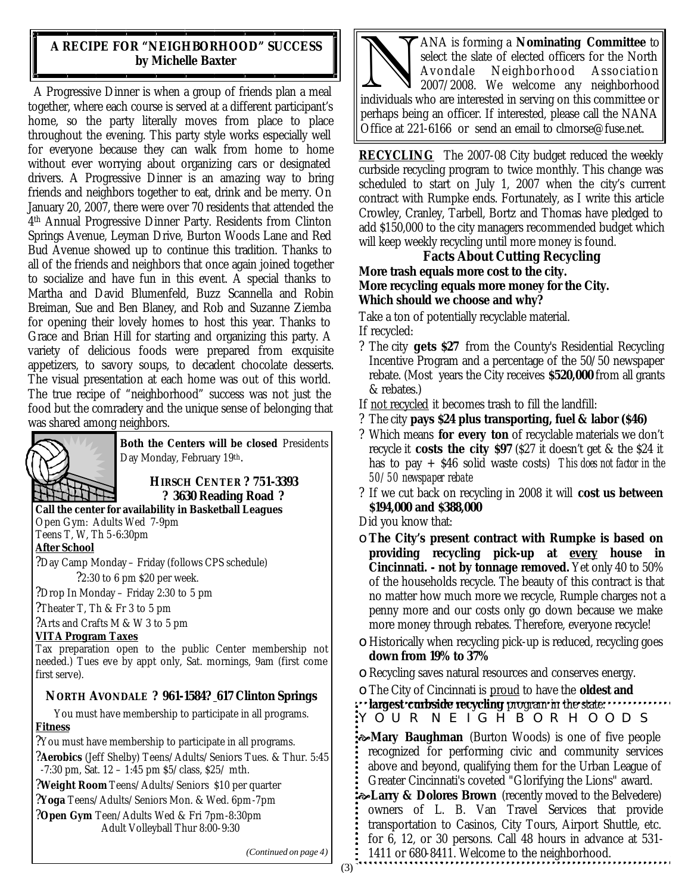## A RECIPE FOR "NEIGHBORHOOD" SUCCESS
**by Michelle Baxter**

A Progressive Dinner is when a group of friends plan a meal together, where each course is served at a different participant's home, so the party literally moves from place to place throughout the evening. This party style works especially well for everyone because they can walk from home to home without ever worrying about organizing cars or designated drivers. A Progressive Dinner is an amazing way to bring friends and neighbors together to eat, drink and be merry. On January 20, 2007, there were over 70 residents that attended the 4th Annual Progressive Dinner Party. Residents from Clinton Springs Avenue, Leyman Drive, Burton Woods Lane and Red Bud Avenue showed up to continue this tradition. Thanks to all of the friends and neighbors that once again joined together to socialize and have fun in this event. A special thanks to Martha and David Blumenfeld, Buzz Scannella and Robin Breiman, Sue and Ben Blaney, and Rob and Suzanne Ziemba for opening their lovely homes to host this year. Thanks to Grace and Brian Hill for starting and organizing this party. A variety of delicious foods were prepared from exquisite appetizers, to savory soups, to decadent chocolate desserts. The visual presentation at each home was out of this world. The true recipe of "neighborhood" success was not just the food but the comradery and the unique sense of belonging that was shared among neighbors.

**Both the Centers will be closed** Presidents Day Monday, February 19th.

### HIRSCH CENTER ? 751-3393 ? 3630 Reading Road ?

**Call the center for availability in Basketball Leagues**

Open Gym: Adults Wed 7-9pm

Teens T, W, Th 5-6:30pm

**After School**

?Day Camp Monday – Friday (follows CPS schedule)

?2:30 to 6 pm $20 per week.

?Drop In Monday – Friday 2:30 to 5 pm

?Theater T, Th & Fr 3 to 5 pm

?Arts and Crafts M & W 3 to 5 pm

**VITA Program Taxes**

Tax preparation open to the public Center membership not needed.) Tues eve by appt only, Sat. mornings, 9am (first come first serve).

### NORTH AVONDALE ? 961-1584? 617 Clinton Springs

You must have membership to participate in all programs.

**Fitness**

?You must have membership to participate in all programs.

?**Aerobics** (Jeff Shelby) Teens/Adults/Seniors Tues. & Thur. 5:45 -7:30 pm, Sat. 12 – 1:45 pm $5/class, $25/ mth.

?**Weight Room** Teens/Adults/Seniors $10 per quarter

?**Yoga** Teens/Adults/Seniors Mon. & Wed. 6pm-7pm

?**Open Gym** Teen/Adults Wed & Fri 7pm-8:30pm
Adult Volleyball Thur 8:00-9:30

*(Continued on page 4)*

NANA is forming a **Nominating Committee** to select the slate of elected officers for the North Avondale Neighborhood Association 2007/2008. We welcome any neighborhood individuals who are interested in serving on this committee or perhaps being an officer. If interested, please call the NANA Office at 221-6166 or send an email to clmorse@fuse.net.

**RECYCLING** The 2007-08 City budget reduced the weekly curbside recycling program to twice monthly. This change was scheduled to start on July 1, 2007 when the city's current contract with Rumpke ends. Fortunately, as I write this article Crowley, Cranley, Tarbell, Bortz and Thomas have pledged to add $150,000 to the city managers recommended budget which will keep weekly recycling until more money is found.

### Facts About Cutting Recycling

**More trash equals more cost to the city.**
**More recycling equals more money for the City.**
**Which should we choose and why?**

Take a ton of potentially recyclable material.
If recycled:

? The city **gets $27** from the County's Residential Recycling Incentive Program and a percentage of the 50/50 newspaper rebate. (Most years the City receives **$520,000** from all grants & rebates.)

If not recycled it becomes trash to fill the landfill:

? The city **pays $24 plus transporting, fuel & labor ($46)**

? Which means **for every ton** of recyclable materials we don't recycle it **costs the city $97** ($27 it doesn't get & the $24 it has to pay + $46 solid waste costs) *This does not factor in the 50/50 newspaper rebate*

? If we cut back on recycling in 2008 it will **cost us between $194,000 and $388,000**

Did you know that:

- **The City's present contract with Rumpke is based on providing recycling pick-up at every house in Cincinnati. - not by tonnage removed.** Yet only 40 to 50% of the households recycle. The beauty of this contract is that no matter how much more we recycle, Rumple charges not a penny more and our costs only go down because we make more money through rebates. Therefore, everyone recycle!
- Historically when recycling pick-up is reduced, recycling goes **down from 19% to 37%**
- Recycling saves natural resources and conserves energy.
- The City of Cincinnati is proud to have the **oldest and largest curbside recycling** program in the state.

### YOUR NEIGHBORHOODS

- **Mary Baughman** (Burton Woods) is one of five people recognized for performing civic and community services above and beyond, qualifying them for the Urban League of Greater Cincinnati's coveted "Glorifying the Lions" award.
- **Larry & Dolores Brown** (recently moved to the Belvedere) owners of L. B. Van Travel Services that provide transportation to Casinos, City Tours, Airport Shuttle, etc. for 6, 12, or 30 persons. Call 48 hours in advance at 531-1411 or 680-8411. Welcome to the neighborhood.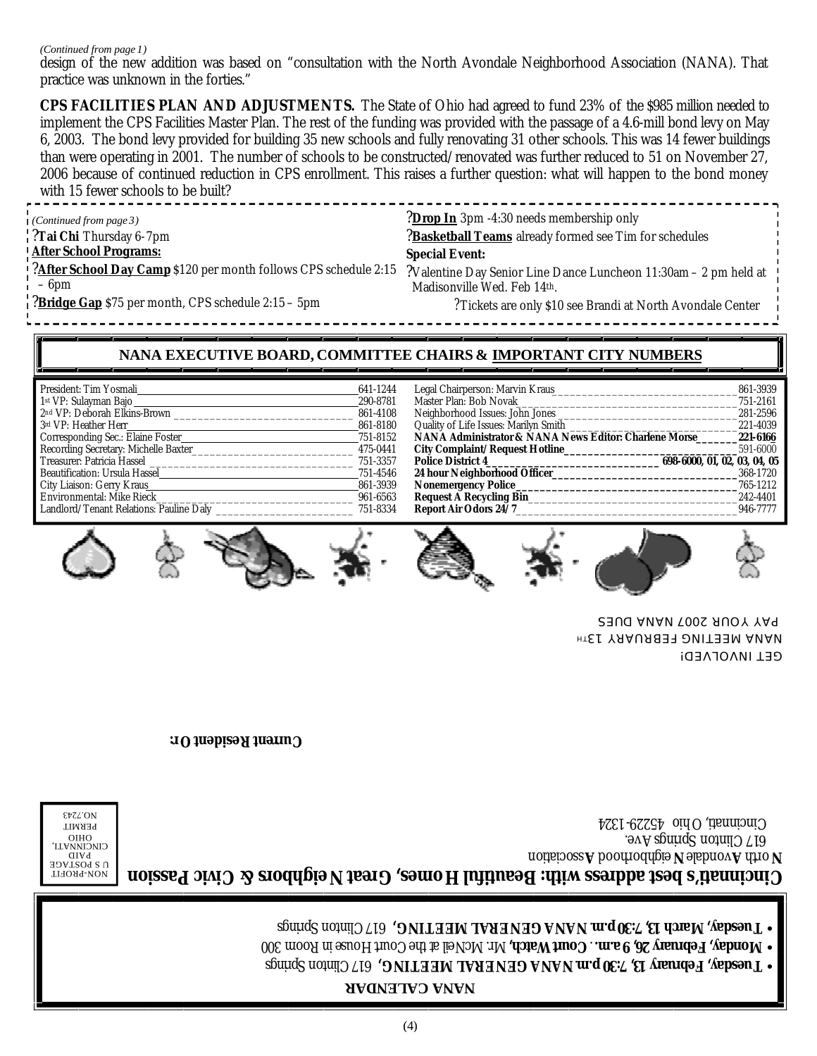*(Continued from page 1)*
design of the new addition was based on "consultation with the North Avondale Neighborhood Association (NANA). That practice was unknown in the forties."

**CPS FACILITIES PLAN AND ADJUSTMENTS.** The State of Ohio had agreed to fund 23% of the $985 million needed to implement the CPS Facilities Master Plan. The rest of the funding was provided with the passage of a 4.6-mill bond levy on May 6, 2003. The bond levy provided for building 35 new schools and fully renovating 31 other schools. This was 14 fewer buildings than were operating in 2001. The number of schools to be constructed/renovated was further reduced to 51 on November 27, 2006 because of continued reduction in CPS enrollment. This raises a further question: what will happen to the bond money with 15 fewer schools to be built?

*(Continued from page 3)*

- **Tai Chi** Thursday 6-7pm

**After School Programs:**

- **After School Day Camp** $120 per month follows CPS schedule 2:15 – 6pm
- **Bridge Gap** $75 per month, CPS schedule 2:15 – 5pm
- **Drop In** 3pm -4:30 needs membership only
- **Basketball Teams** already formed see Tim for schedules

**Special Event:**

- Valentine Day Senior Line Dance Luncheon 11:30am – 2 pm held at Madisonville Wed. Feb 14th.
  - Tickets are only $10 see Brandi at North Avondale Center

## NANA EXECUTIVE BOARD, COMMITTEE CHAIRS & IMPORTANT CITY NUMBERS

| | | | |
|---|---|---|---|
| President: Tim Yosmali | 641-1244 | Legal Chairperson: Marvin Kraus | 861-3939 |
| 1st VP: Sulayman Bajo | 290-8781 | Master Plan: Bob Novak | 751-2161 |
| 2nd VP: Deborah Elkins-Brown | 861-4108 | Neighborhood Issues: John Jones | 281-2596 |
| 3rd VP: Heather Herr | 861-8180 | Quality of Life Issues: Marilyn Smith | 221-4039 |
| Corresponding Sec.: Elaine Foster | 751-8152 | **NANA Administrator & NANA News Editor: Charlene Morse** | **221-6166** |
| Recording Secretary: Michelle Baxter | 475-0441 | **City Complaint/Request Hotline** | 591-6000 |
| Treasurer: Patricia Hassel | 751-3357 | **Police District 4** | **698-6000, 01, 02, 03, 04, 05** |
| Beautification: Ursula Hassel | 751-4546 | **24 hour Neighborhood Officer** | 368-1720 |
| City Liaison: Gerry Kraus | 861-3939 | **Nonemergency Police** | 765-1212 |
| Environmental: Mike Rieck | 961-6563 | **Request A Recycling Bin** | 242-4401 |
| Landlord/Tenant Relations: Pauline Daly | 751-8334 | **Report Air Odors 24/7** | 946-7777 |

GET INVOLVED!
NANA MEETING FEBRUARY 13TH
PAY YOUR 2007 NANA DUES

**Current Resident Or:**

**Cincinnati's best address with: Beautiful Homes, Great Neighbors & Civic Passion**

North Avondale Neighborhood Association
617 Clinton Springs Ave.
Cincinnati, Ohio 45229-1324

NON-PROFIT
U S POSTAGE
PAID
CINCINNATI, OHIO
PERMIT
NO.7243

**NANA CALENDAR**

- **Tuesday, February 13, 7:30 p.m NANA GENERAL MEETING,** 617 Clinton Springs
- **Monday, February 26, 9 a.m.. Court Watch,** Mr. McNeil at the Court House in Room 300
- **Tuesday, March 13, 7:30 p.m NANA GENERAL MEETING,** 617 Clinton Springs